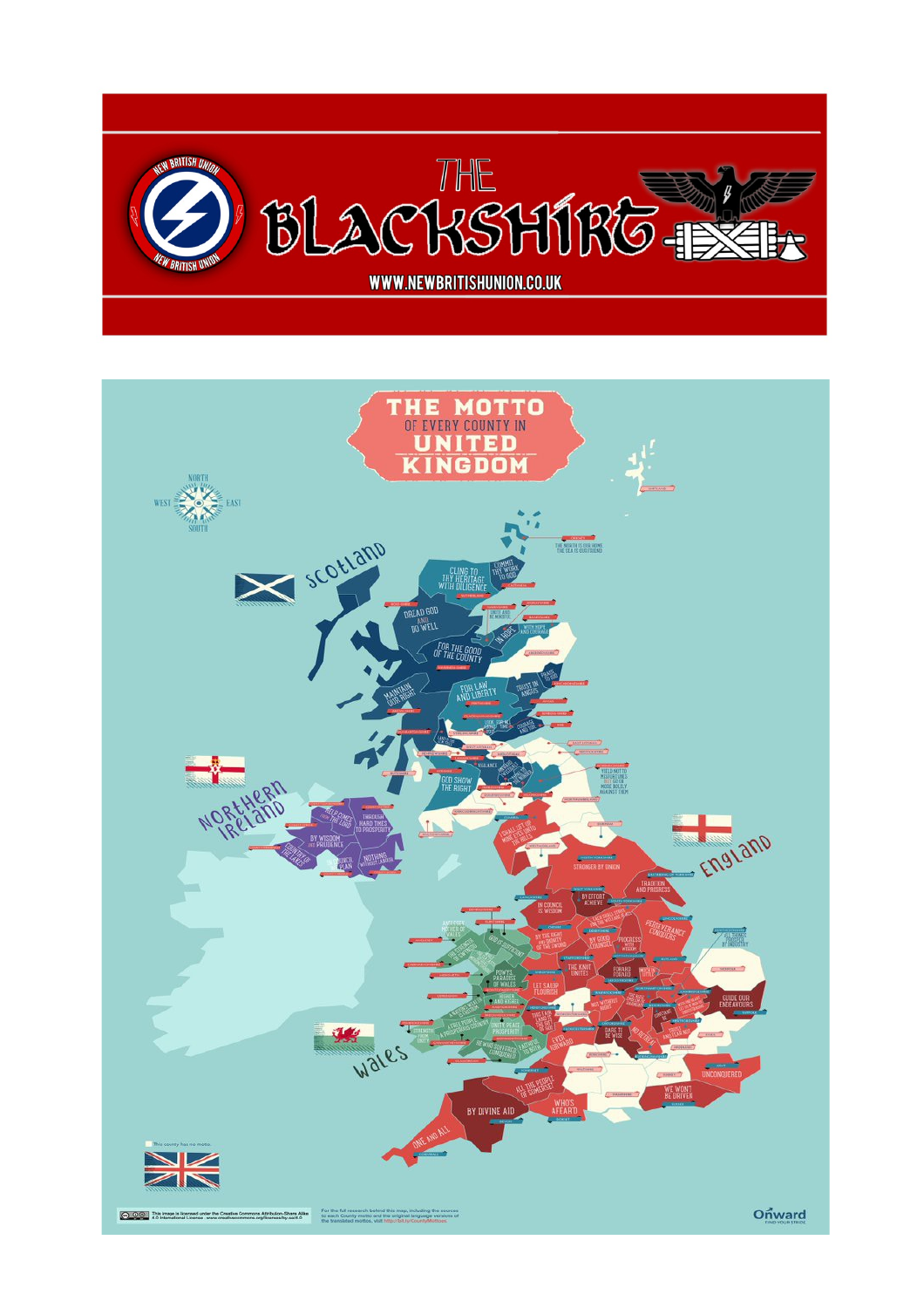NEW BRITISH UNION

# THE BLACKSHIRT

WWW.NEWBRITISHUNION.CO.UK

# THE MOTTO OF EVERY COUNTY IN UNITED KINGDOM

NORTH

WEST EAST

SOUTH

SCOTLAND

NORTHERN IRELAND

ENGLAND

WALES

THE MOUTH IS OUR HOME THE SEA IS OUR FRIEND

CLING TO THY HERITAGE WITH DILIGENCE

COMMIT THY WORK TO GOD

DREAD GOD AND DO WELL

TRUTH AND BE MINDFUL

WITH HOPE AND COURAGE

IN HOPE

FOR THE GOOD OF THE COUNTY

MAINTAIN OUR RIGHT

FOR LAW AND LIBERTY

TRUST IN ANGUS

PEACE TO BE

LOOK FAR FORWARD

COURAGE AND FAITH

VIGILANCE

GOD SHOW THE RIGHT

HELP COMES FROM THE LORD

THROUGH HARD TIMES TO PROSPERITY

BY WISDOM AND PRUDENCE

COUNTY OF THE LAKES

IN COUNCIL PLAN

NOTHING WITHOUT LABOUR

YIELD NOT TO MISFORTUNES BUT GO ON MORE BOLDLY AGAINST THEM

I SHALL LIFT UP MINE EYES UNTO THE HILLS

STRONGER BY UNION

TRADITION AND PROGRESS

BY EFFORT ACHIEVE

IN COUNCIL IS WISDOM

BY THE RIGHT AND DIGNITY OF THE SWORD

BY GOOD COUNSEL

PROGRESS WITH WISDOM

PERSEVERANCE CONQUERS

THE KNOT UNITES

FORWARD

GUIDE OUR ENDEAVOURS

LET SALOP FLOURISH

POWYS, PARADISE OF WALES

ANGLESEY, MOTHER OF WALES

FREE PEOPLE A PROSPEROUS COUNTRY

UNITED PLACE PROSPERITY

DARE TO BE WISE

HE WHO SUFFERS CONQUERS

EVER FORWARD

ALL THE PEOPLE OF SOMERSET

BY DIVINE AID

WHO'S AFEARD

ONE AND ALL

WE WON'T BE DRIVEN

UNCONQUERED

This county has no motto.

This image is licensed under the Creative Commons Attribution-Share Alike 4.0 International License. www.creativecommons.org/licenses/by-sa/4.0

For the full research behind this map, including the sources to each County motto and the original language versions of the translated mottos, visit http://bit.ly/CountyMottoes

Onward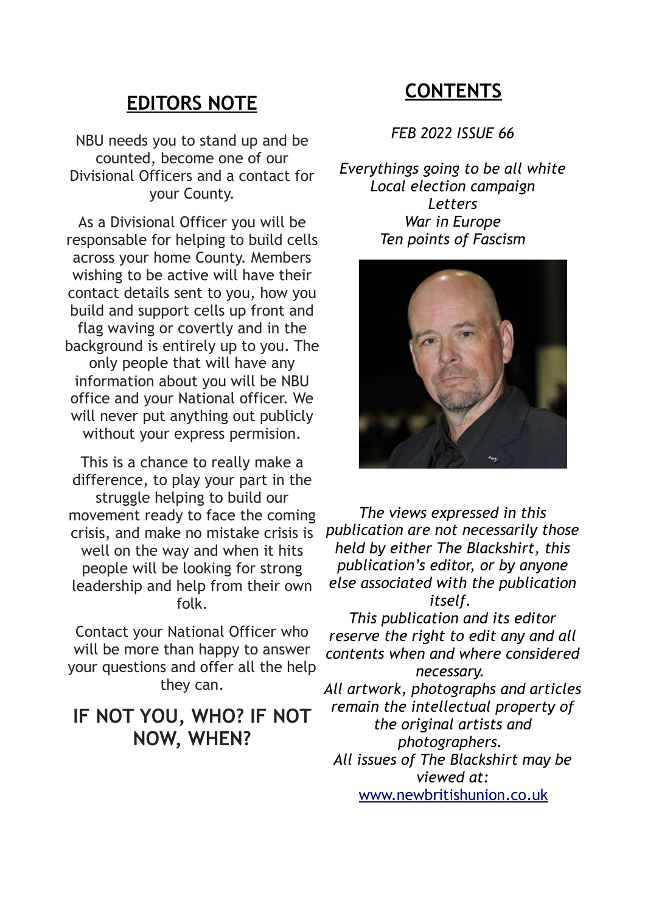## EDITORS NOTE

NBU needs you to stand up and be counted, become one of our Divisional Officers and a contact for your County.

As a Divisional Officer you will be responsable for helping to build cells across your home County. Members wishing to be active will have their contact details sent to you, how you build and support cells up front and flag waving or covertly and in the background is entirely up to you. The only people that will have any information about you will be NBU office and your National officer. We will never put anything out publicly without your express permision.

This is a chance to really make a difference, to play your part in the struggle helping to build our movement ready to face the coming crisis, and make no mistake crisis is well on the way and when it hits people will be looking for strong leadership and help from their own folk.

Contact your National Officer who will be more than happy to answer your questions and offer all the help they can.

### IF NOT YOU, WHO? IF NOT NOW, WHEN?

## CONTENTS

*FEB 2022 ISSUE 66*

*Everythings going to be all white*
*Local election campaign*
*Letters*
*War in Europe*
*Ten points of Fascism*

*The views expressed in this publication are not necessarily those held by either The Blackshirt, this publication's editor, or by anyone else associated with the publication itself.*
*This publication and its editor reserve the right to edit any and all contents when and where considered necessary.*
*All artwork, photographs and articles remain the intellectual property of the original artists and photographers.*
*All issues of The Blackshirt may be viewed at:*
www.newbritishunion.co.uk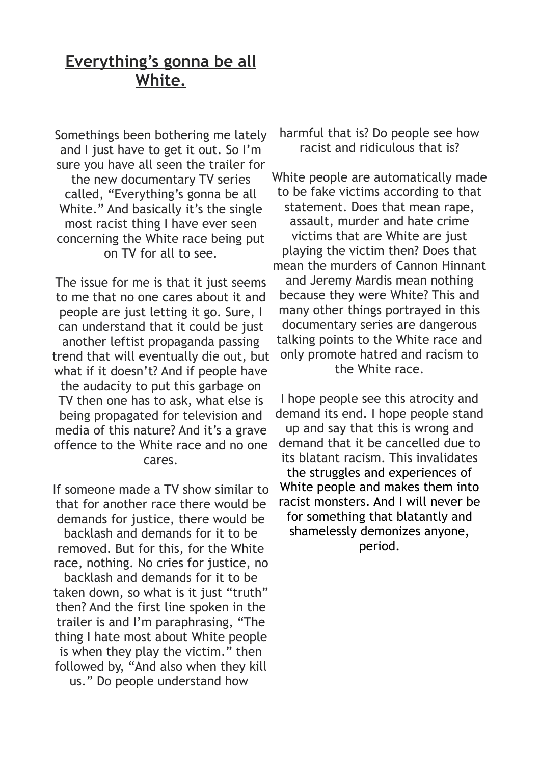# Everything's gonna be all White.

Somethings been bothering me lately and I just have to get it out. So I'm sure you have all seen the trailer for the new documentary TV series called, "Everything's gonna be all White." And basically it's the single most racist thing I have ever seen concerning the White race being put on TV for all to see.

The issue for me is that it just seems to me that no one cares about it and people are just letting it go. Sure, I can understand that it could be just another leftist propaganda passing trend that will eventually die out, but what if it doesn't? And if people have the audacity to put this garbage on TV then one has to ask, what else is being propagated for television and media of this nature? And it's a grave offence to the White race and no one cares.

If someone made a TV show similar to that for another race there would be demands for justice, there would be backlash and demands for it to be removed. But for this, for the White race, nothing. No cries for justice, no backlash and demands for it to be taken down, so what is it just "truth" then? And the first line spoken in the trailer is and I'm paraphrasing, "The thing I hate most about White people is when they play the victim." then followed by, "And also when they kill us." Do people understand how harmful that is? Do people see how racist and ridiculous that is?

White people are automatically made to be fake victims according to that statement. Does that mean rape, assault, murder and hate crime victims that are White are just playing the victim then? Does that mean the murders of Cannon Hinnant and Jeremy Mardis mean nothing because they were White? This and many other things portrayed in this documentary series are dangerous talking points to the White race and only promote hatred and racism to the White race.

I hope people see this atrocity and demand its end. I hope people stand up and say that this is wrong and demand that it be cancelled due to its blatant racism. This invalidates the struggles and experiences of White people and makes them into racist monsters. And I will never be for something that blatantly and shamelessly demonizes anyone, period.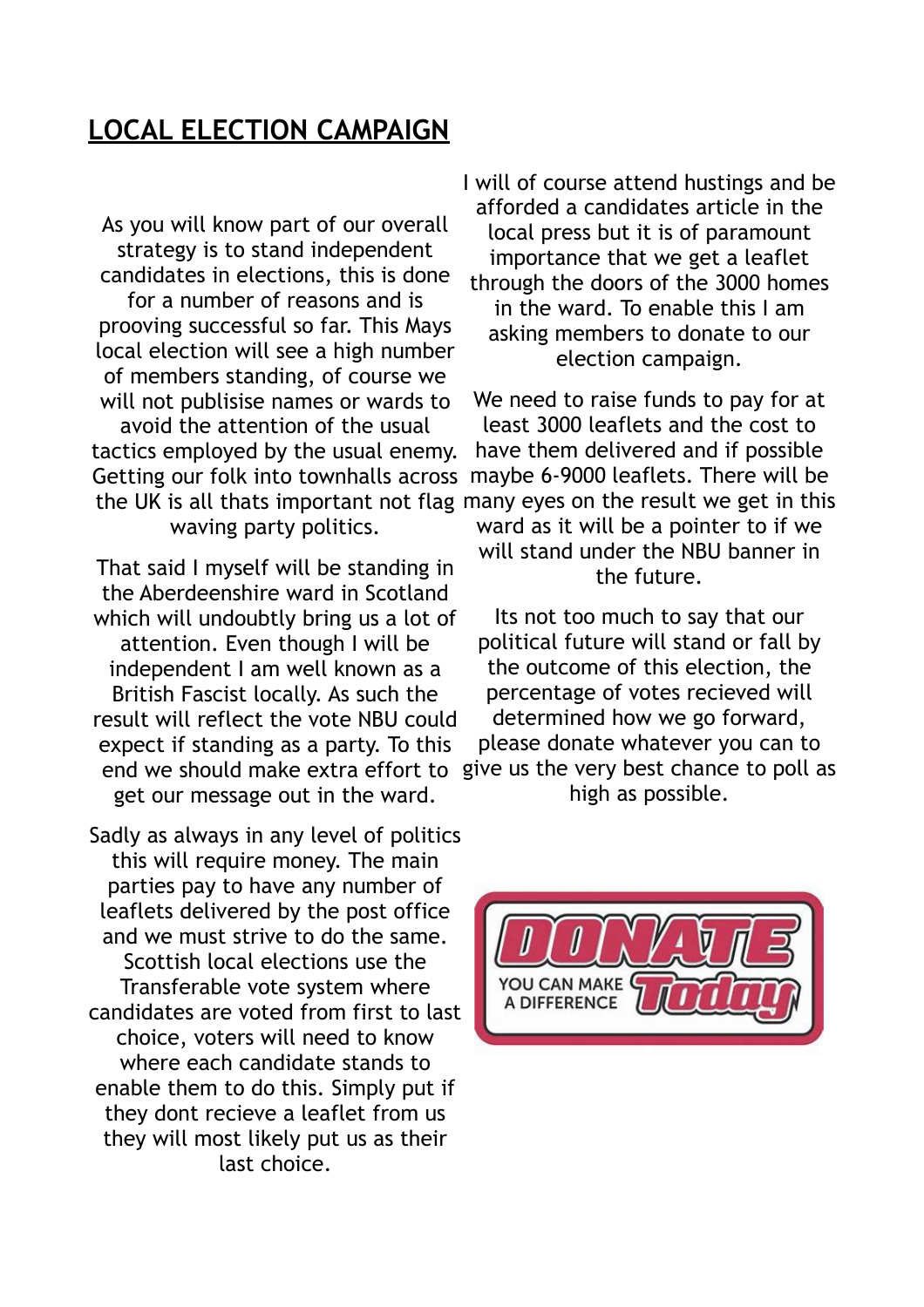## LOCAL ELECTION CAMPAIGN

As you will know part of our overall strategy is to stand independent candidates in elections, this is done for a number of reasons and is prooving successful so far. This Mays local election will see a high number of members standing, of course we will not publisise names or wards to avoid the attention of the usual tactics employed by the usual enemy. Getting our folk into townhalls across the UK is all thats important not flag waving party politics.

That said I myself will be standing in the Aberdeenshire ward in Scotland which will undoubtly bring us a lot of attention. Even though I will be independent I am well known as a British Fascist locally. As such the result will reflect the vote NBU could expect if standing as a party. To this end we should make extra effort to get our message out in the ward.

Sadly as always in any level of politics this will require money. The main parties pay to have any number of leaflets delivered by the post office and we must strive to do the same. Scottish local elections use the Transferable vote system where candidates are voted from first to last choice, voters will need to know where each candidate stands to enable them to do this. Simply put if they dont recieve a leaflet from us they will most likely put us as their last choice.

I will of course attend hustings and be afforded a candidates article in the local press but it is of paramount importance that we get a leaflet through the doors of the 3000 homes in the ward. To enable this I am asking members to donate to our election campaign.

We need to raise funds to pay for at least 3000 leaflets and the cost to have them delivered and if possible maybe 6-9000 leaflets. There will be many eyes on the result we get in this ward as it will be a pointer to if we will stand under the NBU banner in the future.

Its not too much to say that our political future will stand or fall by the outcome of this election, the percentage of votes recieved will determined how we go forward, please donate whatever you can to give us the very best chance to poll as high as possible.

DONATE
YOU CAN MAKE A DIFFERENCE Today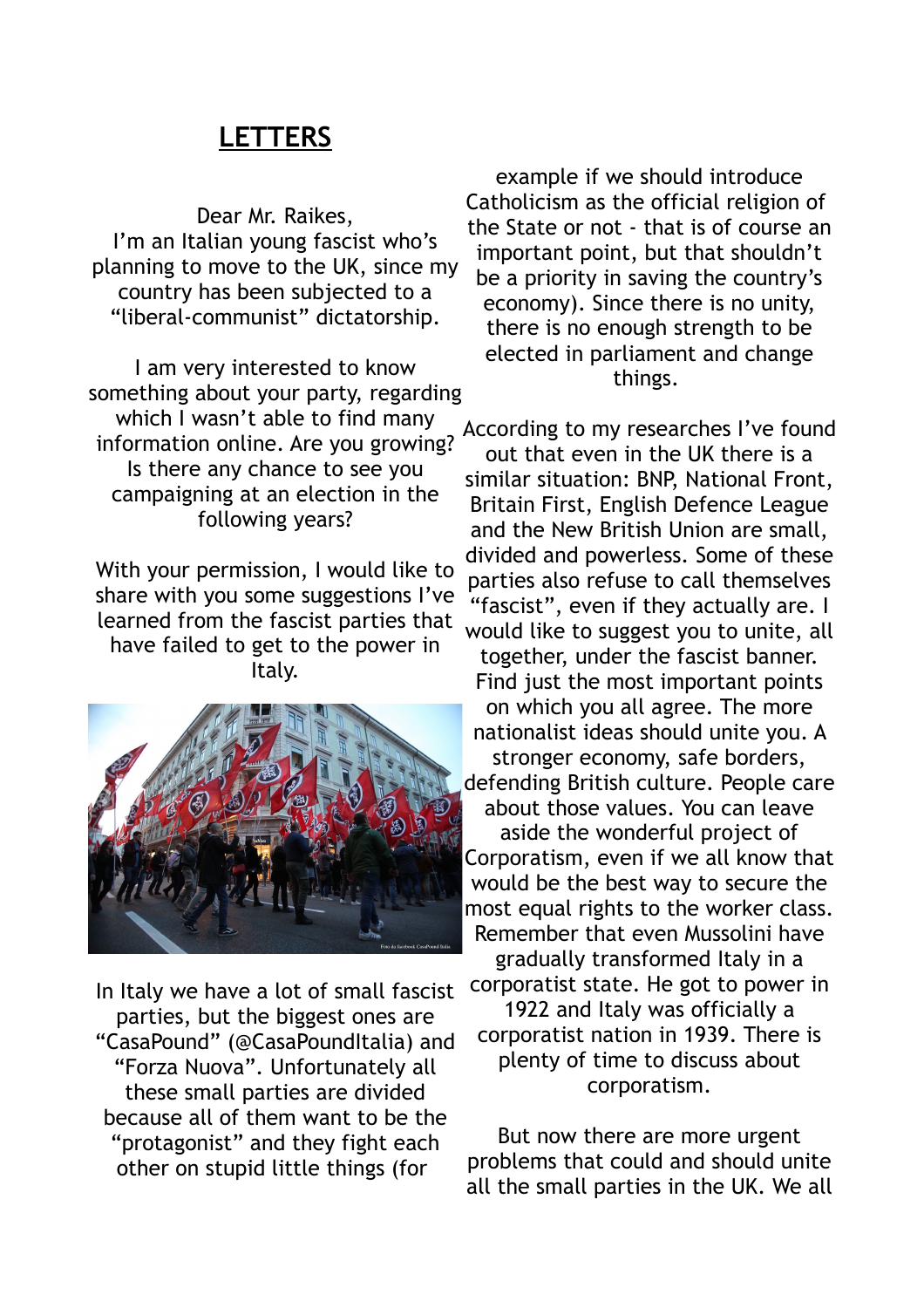## LETTERS

Dear Mr. Raikes,
I'm an Italian young fascist who's planning to move to the UK, since my country has been subjected to a "liberal-communist" dictatorship.

I am very interested to know something about your party, regarding which I wasn't able to find many information online. Are you growing? Is there any chance to see you campaigning at an election in the following years?

With your permission, I would like to share with you some suggestions I've learned from the fascist parties that have failed to get to the power in Italy.

In Italy we have a lot of small fascist parties, but the biggest ones are "CasaPound" (@CasaPoundItalia) and "Forza Nuova". Unfortunately all these small parties are divided because all of them want to be the "protagonist" and they fight each other on stupid little things (for example if we should introduce Catholicism as the official religion of the State or not - that is of course an important point, but that shouldn't be a priority in saving the country's economy). Since there is no unity, there is no enough strength to be elected in parliament and change things.

According to my researches I've found out that even in the UK there is a similar situation: BNP, National Front, Britain First, English Defence League and the New British Union are small, divided and powerless. Some of these parties also refuse to call themselves "fascist", even if they actually are. I would like to suggest you to unite, all together, under the fascist banner. Find just the most important points on which you all agree. The more nationalist ideas should unite you. A stronger economy, safe borders, defending British culture. People care about those values. You can leave aside the wonderful project of Corporatism, even if we all know that would be the best way to secure the most equal rights to the worker class. Remember that even Mussolini have gradually transformed Italy in a corporatist state. He got to power in 1922 and Italy was officially a corporatist nation in 1939. There is plenty of time to discuss about corporatism.

But now there are more urgent problems that could and should unite all the small parties in the UK. We all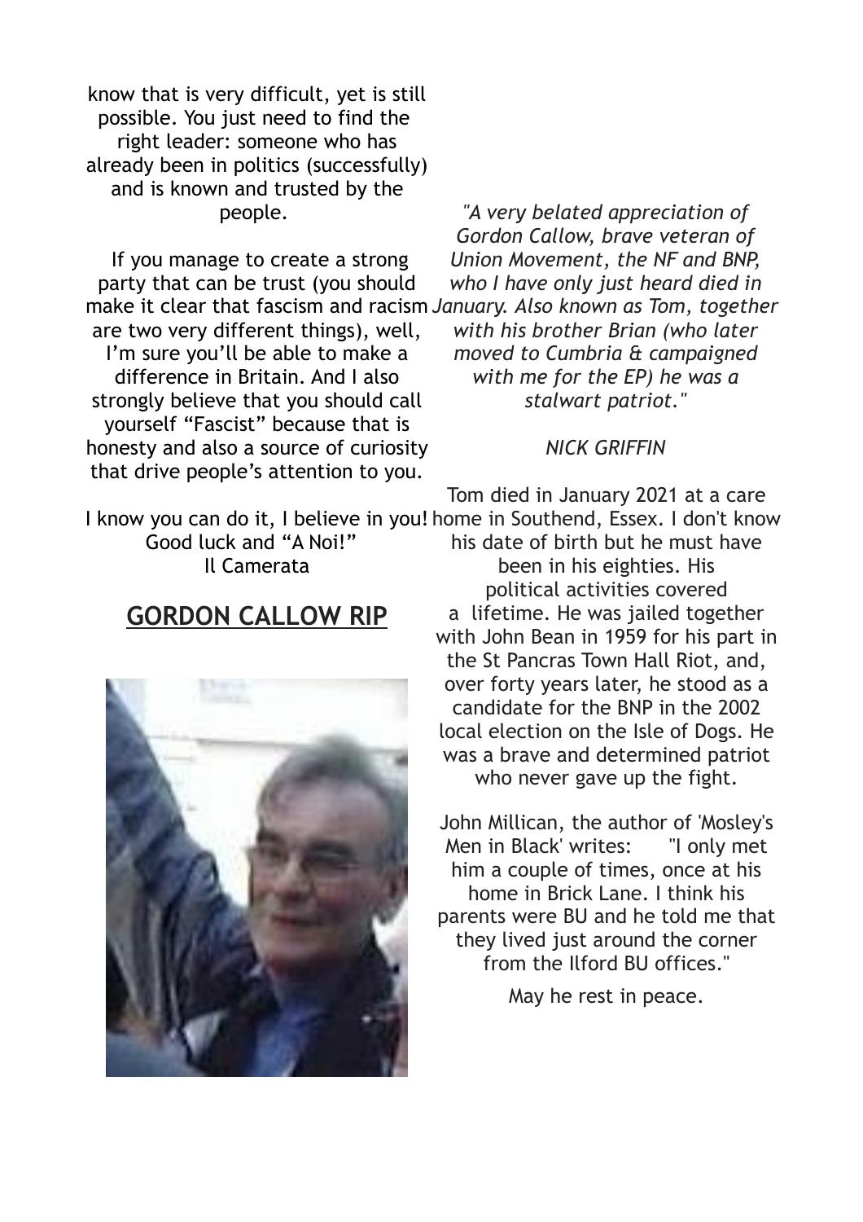know that is very difficult, yet is still possible. You just need to find the right leader: someone who has already been in politics (successfully) and is known and trusted by the people.

If you manage to create a strong party that can be trust (you should make it clear that fascism and racism are two very different things), well, I'm sure you'll be able to make a difference in Britain. And I also strongly believe that you should call yourself "Fascist" because that is honesty and also a source of curiosity that drive people's attention to you.

I know you can do it, I believe in you! Good luck and "A Noi!"
Il Camerata

## GORDON CALLOW RIP

*"A very belated appreciation of Gordon Callow, brave veteran of Union Movement, the NF and BNP, who I have only just heard died in January. Also known as Tom, together with his brother Brian (who later moved to Cumbria & campaigned with me for the EP) he was a stalwart patriot."*

*NICK GRIFFIN*

Tom died in January 2021 at a care home in Southend, Essex. I don't know his date of birth but he must have been in his eighties. His political activities covered a lifetime. He was jailed together with John Bean in 1959 for his part in the St Pancras Town Hall Riot, and, over forty years later, he stood as a candidate for the BNP in the 2002 local election on the Isle of Dogs. He was a brave and determined patriot who never gave up the fight.

John Millican, the author of 'Mosley's Men in Black' writes: "I only met him a couple of times, once at his home in Brick Lane. I think his parents were BU and he told me that they lived just around the corner from the Ilford BU offices."

May he rest in peace.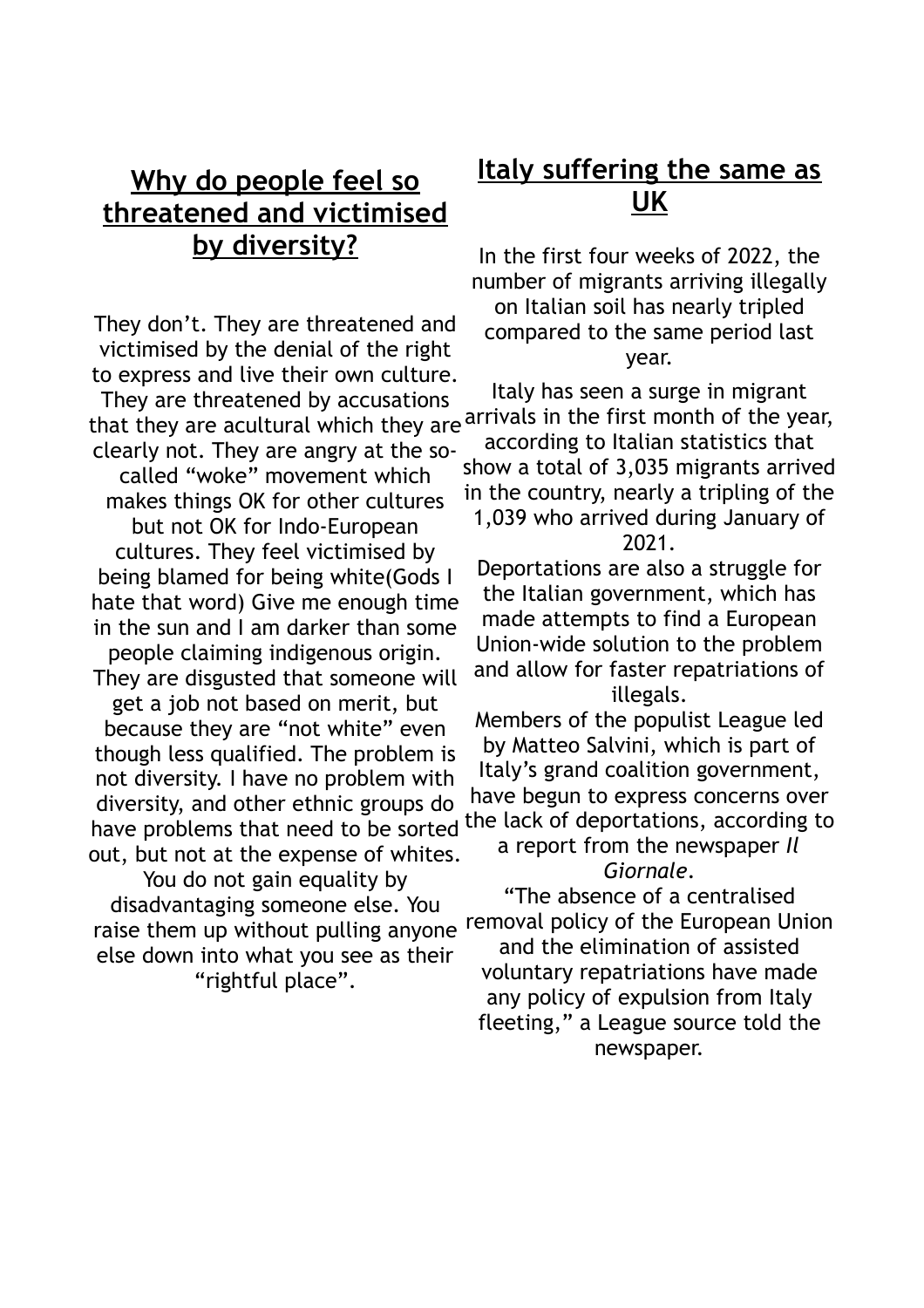## Why do people feel so threatened and victimised by diversity?

They don't. They are threatened and victimised by the denial of the right to express and live their own culture. They are threatened by accusations that they are acultural which they are clearly not. They are angry at the so-called "woke" movement which makes things OK for other cultures but not OK for Indo-European cultures. They feel victimised by being blamed for being white(Gods I hate that word) Give me enough time in the sun and I am darker than some people claiming indigenous origin. They are disgusted that someone will get a job not based on merit, but because they are "not white" even though less qualified. The problem is not diversity. I have no problem with diversity, and other ethnic groups do have problems that need to be sorted out, but not at the expense of whites. You do not gain equality by disadvantaging someone else. You raise them up without pulling anyone else down into what you see as their "rightful place".

## Italy suffering the same as UK

In the first four weeks of 2022, the number of migrants arriving illegally on Italian soil has nearly tripled compared to the same period last year.

Italy has seen a surge in migrant arrivals in the first month of the year, according to Italian statistics that show a total of 3,035 migrants arrived in the country, nearly a tripling of the 1,039 who arrived during January of 2021.

Deportations are also a struggle for the Italian government, which has made attempts to find a European Union-wide solution to the problem and allow for faster repatriations of illegals.

Members of the populist League led by Matteo Salvini, which is part of Italy's grand coalition government, have begun to express concerns over the lack of deportations, according to a report from the newspaper *Il Giornale*.

"The absence of a centralised removal policy of the European Union and the elimination of assisted voluntary repatriations have made any policy of expulsion from Italy fleeting," a League source told the newspaper.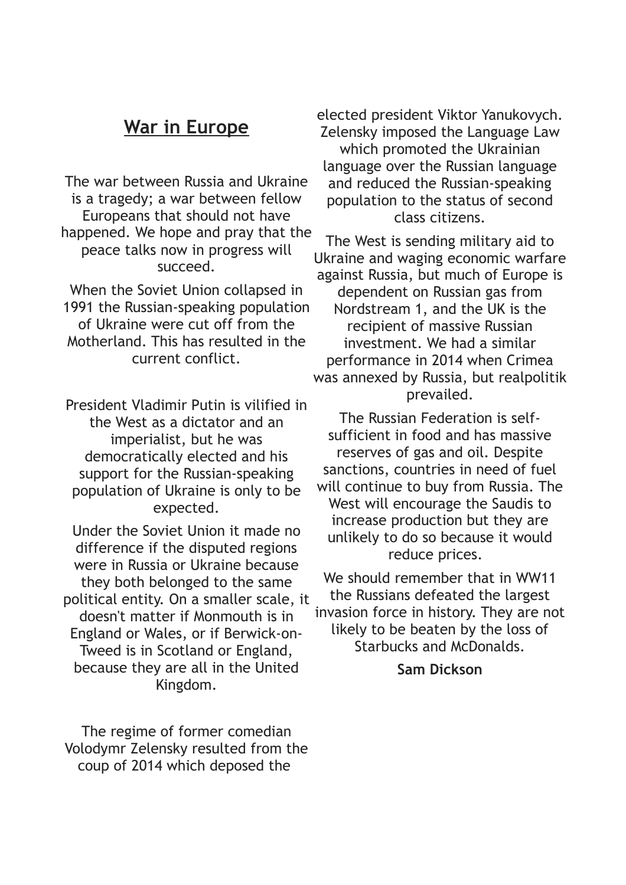## War in Europe

The war between Russia and Ukraine is a tragedy; a war between fellow Europeans that should not have happened. We hope and pray that the peace talks now in progress will succeed.

When the Soviet Union collapsed in 1991 the Russian-speaking population of Ukraine were cut off from the Motherland. This has resulted in the current conflict.

President Vladimir Putin is vilified in the West as a dictator and an imperialist, but he was democratically elected and his support for the Russian-speaking population of Ukraine is only to be expected.

Under the Soviet Union it made no difference if the disputed regions were in Russia or Ukraine because they both belonged to the same political entity. On a smaller scale, it doesn't matter if Monmouth is in England or Wales, or if Berwick-on-Tweed is in Scotland or England, because they are all in the United Kingdom.

The regime of former comedian Volodymr Zelensky resulted from the coup of 2014 which deposed the elected president Viktor Yanukovych. Zelensky imposed the Language Law which promoted the Ukrainian language over the Russian language and reduced the Russian-speaking population to the status of second class citizens.

The West is sending military aid to Ukraine and waging economic warfare against Russia, but much of Europe is dependent on Russian gas from Nordstream 1, and the UK is the recipient of massive Russian investment. We had a similar performance in 2014 when Crimea was annexed by Russia, but realpolitik prevailed.

The Russian Federation is self-sufficient in food and has massive reserves of gas and oil. Despite sanctions, countries in need of fuel will continue to buy from Russia. The West will encourage the Saudis to increase production but they are unlikely to do so because it would reduce prices.

We should remember that in WW11 the Russians defeated the largest invasion force in history. They are not likely to be beaten by the loss of Starbucks and McDonalds.

**Sam Dickson**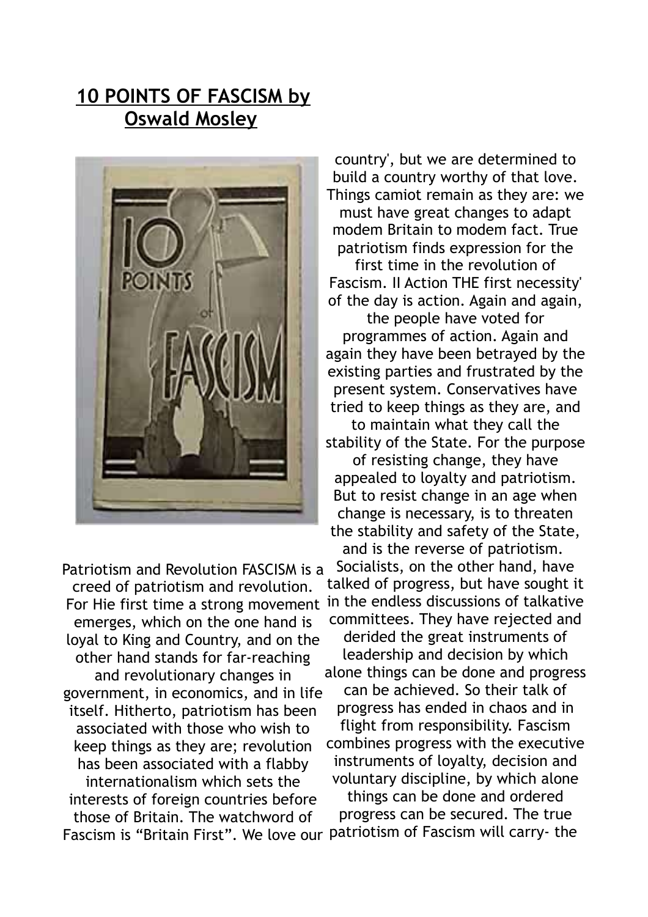# 10 POINTS OF FASCISM by Oswald Mosley

Patriotism and Revolution FASCISM is a creed of patriotism and revolution. For Hie first time a strong movement emerges, which on the one hand is loyal to King and Country, and on the other hand stands for far-reaching and revolutionary changes in government, in economics, and in life itself. Hitherto, patriotism has been associated with those who wish to keep things as they are; revolution has been associated with a flabby internationalism which sets the interests of foreign countries before those of Britain. The watchword of Fascism is "Britain First". We love our country', but we are determined to build a country worthy of that love. Things camiot remain as they are: we must have great changes to adapt modem Britain to modem fact. True patriotism finds expression for the first time in the revolution of Fascism. II Action THE first necessity' of the day is action. Again and again, the people have voted for programmes of action. Again and again they have been betrayed by the existing parties and frustrated by the present system. Conservatives have tried to keep things as they are, and to maintain what they call the stability of the State. For the purpose of resisting change, they have appealed to loyalty and patriotism. But to resist change in an age when change is necessary, is to threaten the stability and safety of the State, and is the reverse of patriotism. Socialists, on the other hand, have talked of progress, but have sought it in the endless discussions of talkative committees. They have rejected and derided the great instruments of leadership and decision by which alone things can be done and progress can be achieved. So their talk of progress has ended in chaos and in flight from responsibility. Fascism combines progress with the executive instruments of loyalty, decision and voluntary discipline, by which alone things can be done and ordered progress can be secured. The true patriotism of Fascism will carry- the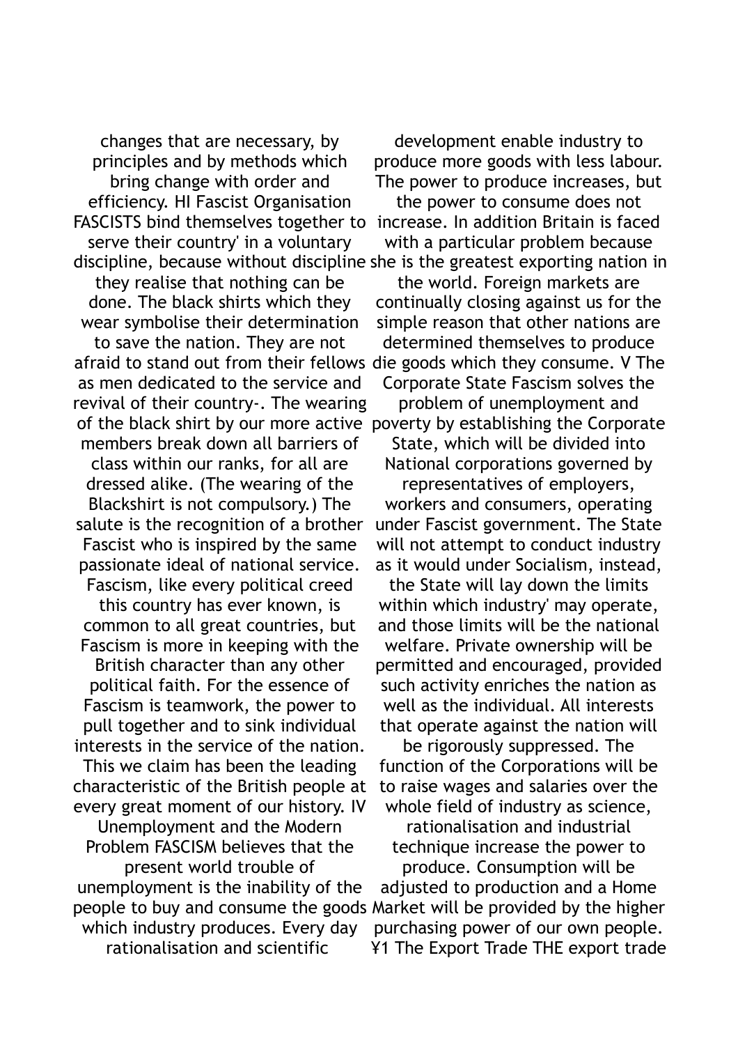changes that are necessary, by principles and by methods which bring change with order and efficiency.

## HI Fascist Organisation

FASCISTS bind themselves together to serve their country' in a voluntary discipline, because without discipline they realise that nothing can be done. The black shirts which they wear symbolise their determination to save the nation. They are not afraid to stand out from their fellows as men dedicated to the service and revival of their country-. The wearing of the black shirt by our more active members break down all barriers of class within our ranks, for all are dressed alike. (The wearing of the Blackshirt is not compulsory.) The salute is the recognition of a brother Fascist who is inspired by the same passionate ideal of national service. Fascism, like every political creed this country has ever known, is common to all great countries, but Fascism is more in keeping with the British character than any other political faith. For the essence of Fascism is teamwork, the power to pull together and to sink individual interests in the service of the nation. This we claim has been the leading characteristic of the British people at every great moment of our history.

## IV Unemployment and the Modern Problem

FASCISM believes that the present world trouble of unemployment is the inability of the people to buy and consume the goods which industry produces. Every day rationalisation and scientific development enable industry to produce more goods with less labour. The power to produce increases, but the power to consume does not increase. In addition Britain is faced with a particular problem because she is the greatest exporting nation in the world. Foreign markets are continually closing against us for the simple reason that other nations are determined themselves to produce die goods which they consume.

## V The Corporate State

Fascism solves the problem of unemployment and poverty by establishing the Corporate State, which will be divided into National corporations governed by representatives of employers, workers and consumers, operating under Fascist government. The State will not attempt to conduct industry as it would under Socialism, instead, the State will lay down the limits within which industry' may operate, and those limits will be the national welfare. Private ownership will be permitted and encouraged, provided such activity enriches the nation as well as the individual. All interests that operate against the nation will be rigorously suppressed. The function of the Corporations will be to raise wages and salaries over the whole field of industry as science, rationalisation and industrial technique increase the power to produce. Consumption will be adjusted to production and a Home Market will be provided by the higher purchasing power of our own people.

## ¥1 The Export Trade

THE export trade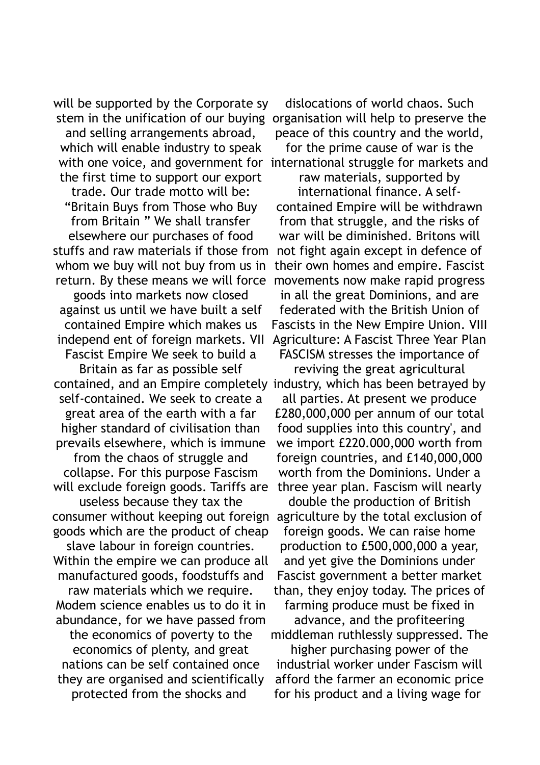will be supported by the Corporate sy stem in the unification of our buying and selling arrangements abroad, which will enable industry to speak with one voice, and government for the first time to support our export trade. Our trade motto will be: "Britain Buys from Those who Buy from Britain " We shall transfer elsewhere our purchases of food stuffs and raw materials if those from whom we buy will not buy from us in return. By these means we will force goods into markets now closed against us until we have built a self contained Empire which makes us independ ent of foreign markets.

## VII Fascist Empire

We seek to build a Britain as far as possible self contained, and an Empire completely self-contained. We seek to create a great area of the earth with a far higher standard of civilisation than prevails elsewhere, which is immune from the chaos of struggle and collapse. For this purpose Fascism will exclude foreign goods. Tariffs are useless because they tax the consumer without keeping out foreign goods which are the product of cheap slave labour in foreign countries. Within the empire we can produce all manufactured goods, foodstuffs and raw materials which we require. Modem science enables us to do it in abundance, for we have passed from the economics of poverty to the economics of plenty, and great nations can be self contained once they are organised and scientifically protected from the shocks and dislocations of world chaos. Such organisation will help to preserve the peace of this country and the world, for the prime cause of war is the international struggle for markets and raw materials, supported by international finance. A self-contained Empire will be withdrawn from that struggle, and the risks of war will be diminished. Britons will not fight again except in defence of their own homes and empire. Fascist movements now make rapid progress in all the great Dominions, and are federated with the British Union of Fascists in the New Empire Union.

## VIII Agriculture: A Fascist Three Year Plan

FASCISM stresses the importance of reviving the great agricultural industry, which has been betrayed by all parties. At present we produce £280,000,000 per annum of our total food supplies into this country', and we import £220.000,000 worth from foreign countries, and £140,000,000 worth from the Dominions. Under a three year plan. Fascism will nearly double the production of British agriculture by the total exclusion of foreign goods. We can raise home production to £500,000,000 a year, and yet give the Dominions under Fascist government a better market than, they enjoy today. The prices of farming produce must be fixed in advance, and the profiteering middleman ruthlessly suppressed. The higher purchasing power of the industrial worker under Fascism will afford the farmer an economic price for his product and a living wage for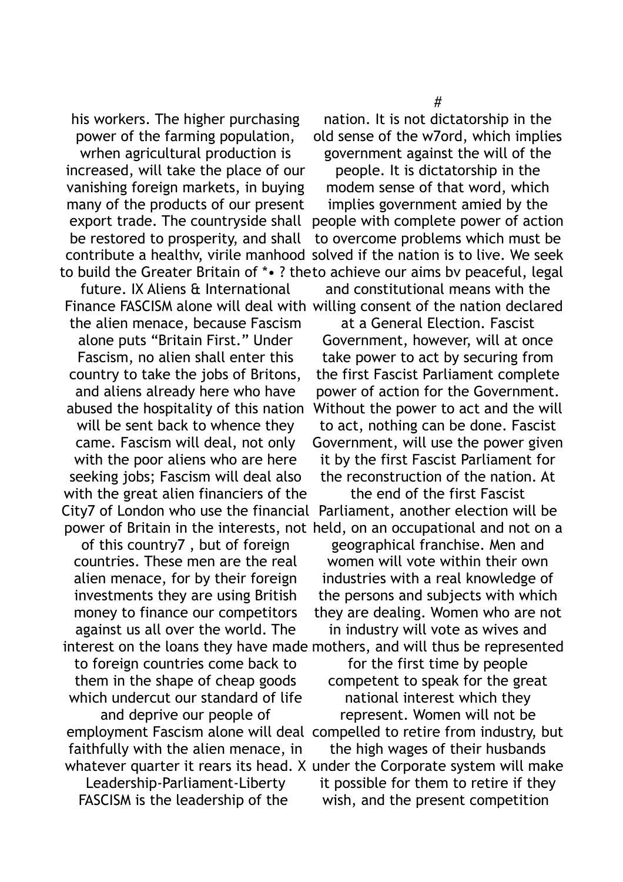his workers. The higher purchasing power of the farming population, wrhen agricultural production is increased, will take the place of our vanishing foreign markets, in buying many of the products of our present export trade. The countryside shall be restored to prosperity, and shall contribute a healthv, virile manhood to build the Greater Britain of *• ? the future.

## IX Aliens & International Finance

FASCISM alone will deal with the alien menace, because Fascism alone puts "Britain First." Under Fascism, no alien shall enter this country to take the jobs of Britons, and aliens already here who have abused the hospitality of this nation will be sent back to whence they came. Fascism will deal, not only with the poor aliens who are here seeking jobs; Fascism will deal also with the great alien financiers of the City7 of London who use the financial power of Britain in the interests, not of this country7 , but of foreign countries. These men are the real alien menace, for by their foreign investments they are using British money to finance our competitors against us all over the world. The interest on the loans they have made to foreign countries come back to them in the shape of cheap goods which undercut our standard of life and deprive our people of employment Fascism alone will deal faithfully with the alien menace, in whatever quarter it rears its head.

## X Leadership-Parliament-Liberty

FASCISM is the leadership of the nation. It is not dictatorship in the old sense of the w7ord, which implies government against the will of the people. It is dictatorship in the modem sense of that word, which implies government amied by the people with complete power of action to overcome problems which must be solved if the nation is to live. We seek to achieve our aims bv peaceful, legal and constitutional means with the willing consent of the nation declared at a General Election. Fascist Government, however, will at once take power to act by securing from the first Fascist Parliament complete power of action for the Government. Without the power to act and the will to act, nothing can be done. Fascist Government, will use the power given it by the first Fascist Parliament for the reconstruction of the nation. At the end of the first Fascist Parliament, another election will be held, on an occupational and not on a geographical franchise. Men and women will vote within their own industries with a real knowledge of the persons and subjects with which they are dealing. Women who are not in industry will vote as wives and mothers, and will thus be represented for the first time by people competent to speak for the great national interest which they represent. Women will not be compelled to retire from industry, but the high wages of their husbands under the Corporate system will make it possible for them to retire if they wish, and the present competition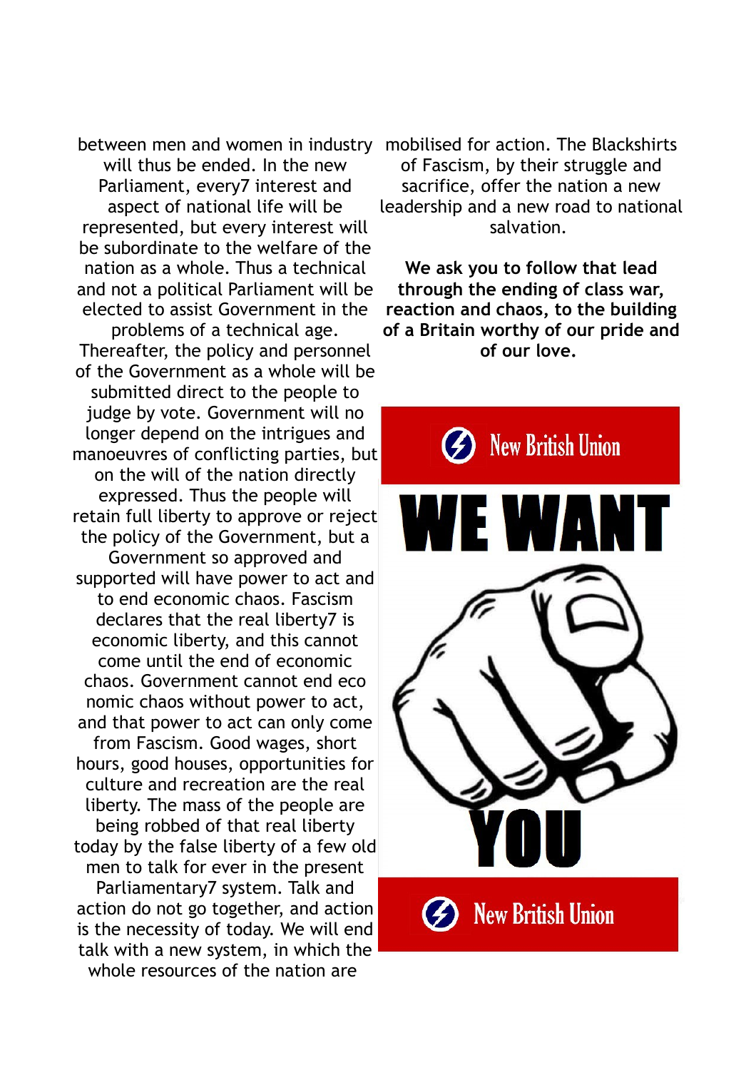between men and women in industry will thus be ended. In the new Parliament, every7 interest and aspect of national life will be represented, but every interest will be subordinate to the welfare of the nation as a whole. Thus a technical and not a political Parliament will be elected to assist Government in the problems of a technical age. Thereafter, the policy and personnel of the Government as a whole will be submitted direct to the people to judge by vote. Government will no longer depend on the intrigues and manoeuvres of conflicting parties, but on the will of the nation directly expressed. Thus the people will retain full liberty to approve or reject the policy of the Government, but a Government so approved and supported will have power to act and to end economic chaos. Fascism declares that the real liberty7 is economic liberty, and this cannot come until the end of economic chaos. Government cannot end eco nomic chaos without power to act, and that power to act can only come from Fascism. Good wages, short hours, good houses, opportunities for culture and recreation are the real liberty. The mass of the people are being robbed of that real liberty today by the false liberty of a few old men to talk for ever in the present Parliamentary7 system. Talk and action do not go together, and action is the necessity of today. We will end talk with a new system, in which the whole resources of the nation are mobilised for action. The Blackshirts of Fascism, by their struggle and sacrifice, offer the nation a new leadership and a new road to national salvation.

**We ask you to follow that lead through the ending of class war, reaction and chaos, to the building of a Britain worthy of our pride and of our love.**

New British Union

WE WANT

YOU

New British Union